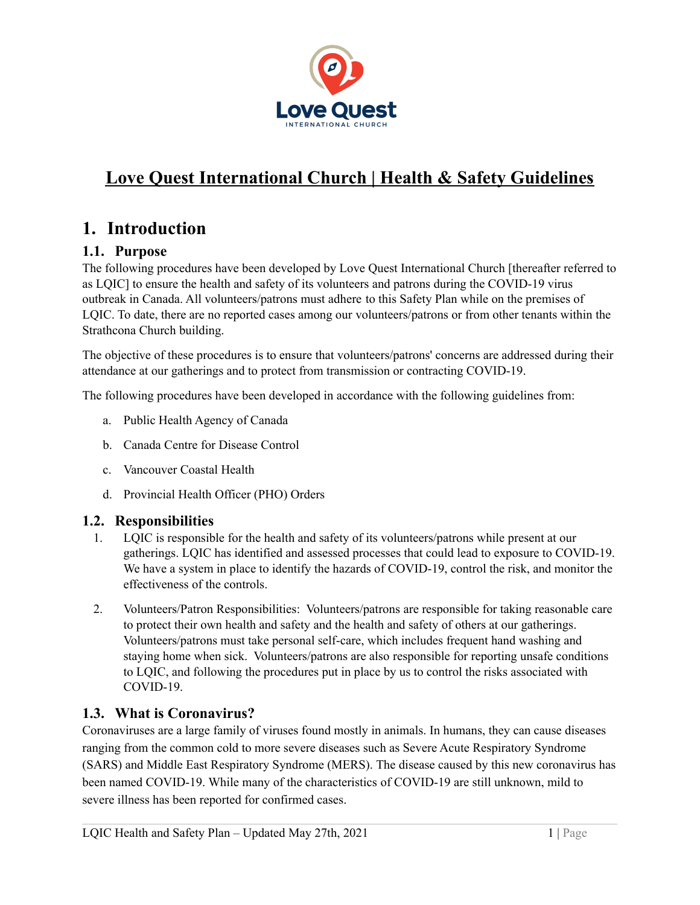# Love Quest International Church | Health & Safety Guidelines

## 1. Introduction

### 1.1. Purpose

The following procedures have been developed by Love Quest International Church [thereafter referred to as LQIC] to ensure the health and safety of its volunteers and patrons during the COVID-19 virus outbreak in Canada. All volunteers/patrons must adhere to this Safety Plan while on the premises of LQIC. To date, there are no reported cases among our volunteers/patrons or from other tenants within the Strathcona Church building.

The objective of these procedures is to ensure that volunteers/patrons' concerns are addressed during their attendance at our gatherings and to protect from transmission or contracting COVID-19.

The following procedures have been developed in accordance with the following guidelines from:

a. Public Health Agency of Canada

b. Canada Centre for Disease Control

c. Vancouver Coastal Health

d. Provincial Health Officer (PHO) Orders

### 1.2. Responsibilities

1. LQIC is responsible for the health and safety of its volunteers/patrons while present at our gatherings. LQIC has identified and assessed processes that could lead to exposure to COVID-19. We have a system in place to identify the hazards of COVID-19, control the risk, and monitor the effectiveness of the controls.

2. Volunteers/Patron Responsibilities: Volunteers/patrons are responsible for taking reasonable care to protect their own health and safety and the health and safety of others at our gatherings. Volunteers/patrons must take personal self-care, which includes frequent hand washing and staying home when sick. Volunteers/patrons are also responsible for reporting unsafe conditions to LQIC, and following the procedures put in place by us to control the risks associated with COVID-19.

### 1.3. What is Coronavirus?

Coronaviruses are a large family of viruses found mostly in animals. In humans, they can cause diseases ranging from the common cold to more severe diseases such as Severe Acute Respiratory Syndrome (SARS) and Middle East Respiratory Syndrome (MERS). The disease caused by this new coronavirus has been named COVID-19. While many of the characteristics of COVID-19 are still unknown, mild to severe illness has been reported for confirmed cases.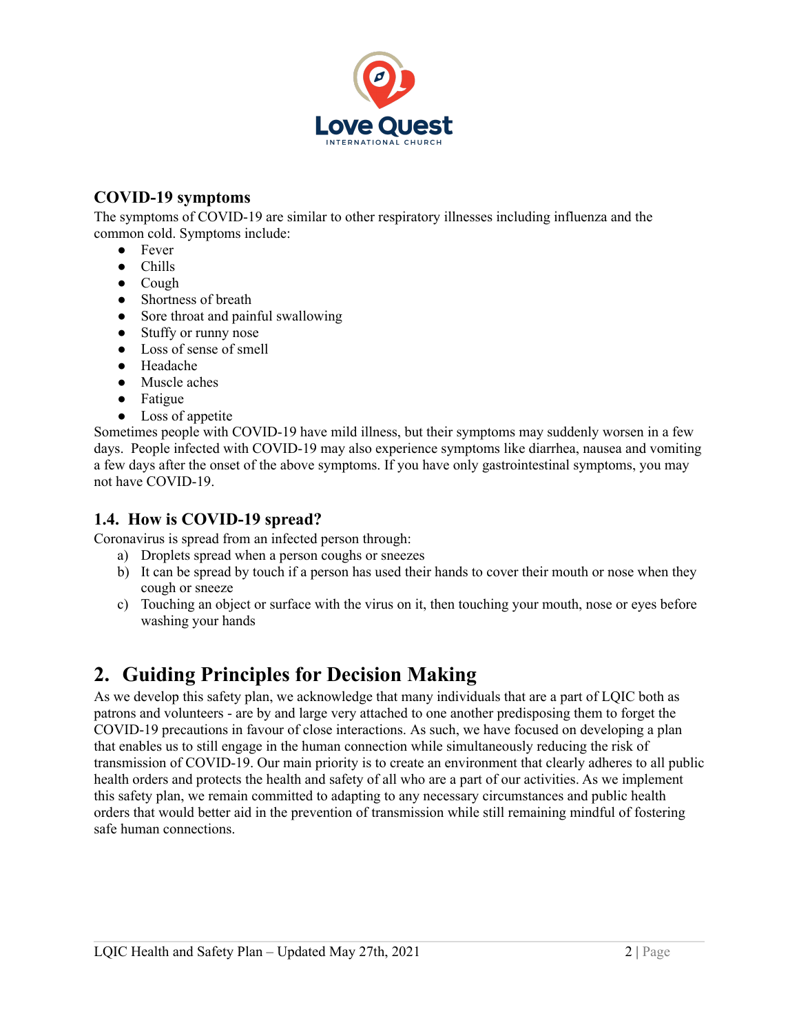### COVID-19 symptoms

The symptoms of COVID-19 are similar to other respiratory illnesses including influenza and the common cold. Symptoms include:

- Fever
- Chills
- Cough
- Shortness of breath
- Sore throat and painful swallowing
- Stuffy or runny nose
- Loss of sense of smell
- Headache
- Muscle aches
- Fatigue
- Loss of appetite

Sometimes people with COVID-19 have mild illness, but their symptoms may suddenly worsen in a few days. People infected with COVID-19 may also experience symptoms like diarrhea, nausea and vomiting a few days after the onset of the above symptoms. If you have only gastrointestinal symptoms, you may not have COVID-19.

### 1.4. How is COVID-19 spread?

Coronavirus is spread from an infected person through:

a) Droplets spread when a person coughs or sneezes
b) It can be spread by touch if a person has used their hands to cover their mouth or nose when they cough or sneeze
c) Touching an object or surface with the virus on it, then touching your mouth, nose or eyes before washing your hands

## 2. Guiding Principles for Decision Making

As we develop this safety plan, we acknowledge that many individuals that are a part of LQIC both as patrons and volunteers - are by and large very attached to one another predisposing them to forget the COVID-19 precautions in favour of close interactions. As such, we have focused on developing a plan that enables us to still engage in the human connection while simultaneously reducing the risk of transmission of COVID-19. Our main priority is to create an environment that clearly adheres to all public health orders and protects the health and safety of all who are a part of our activities. As we implement this safety plan, we remain committed to adapting to any necessary circumstances and public health orders that would better aid in the prevention of transmission while still remaining mindful of fostering safe human connections.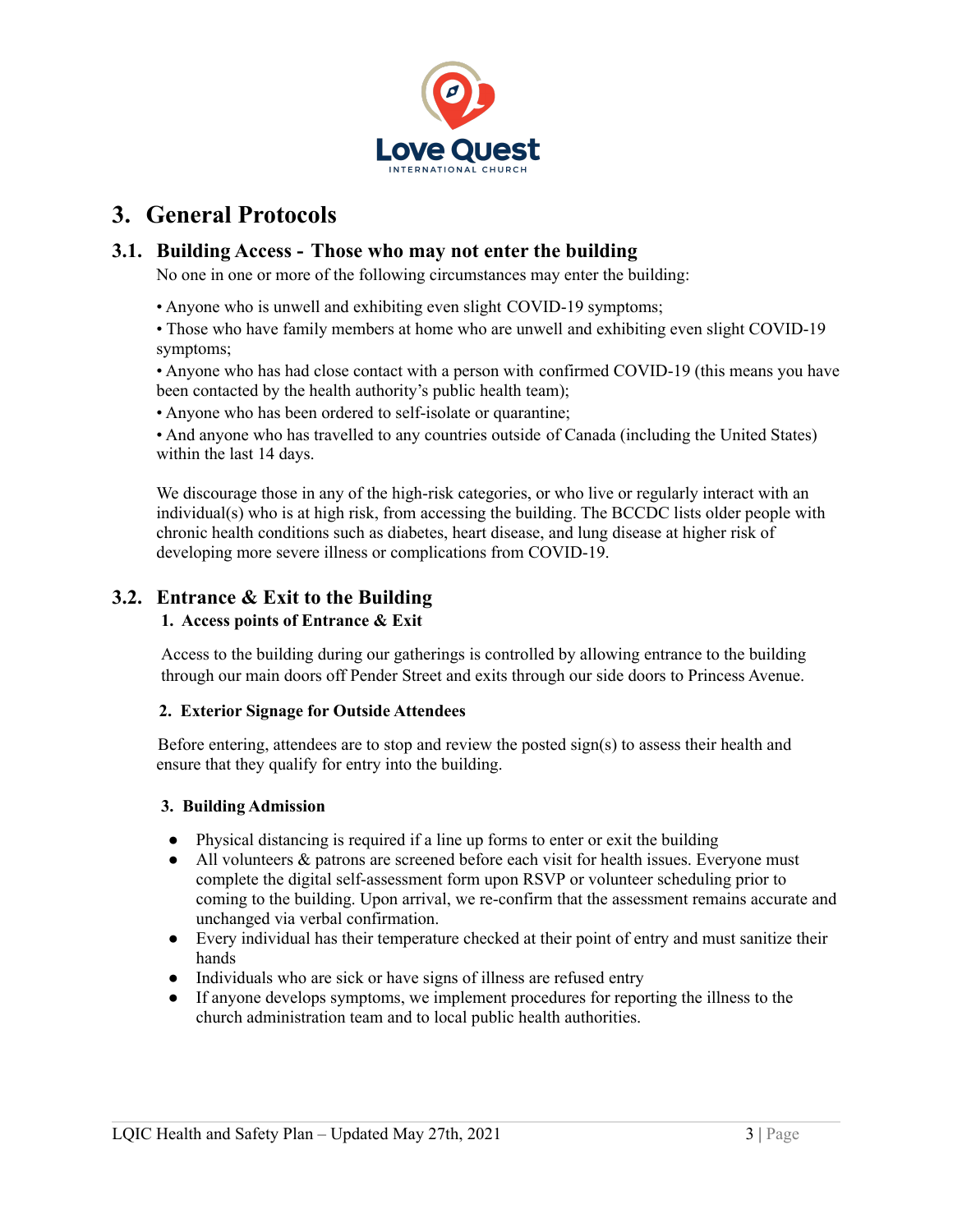# 3. General Protocols

## 3.1. Building Access - Those who may not enter the building

No one in one or more of the following circumstances may enter the building:

• Anyone who is unwell and exhibiting even slight COVID-19 symptoms;

• Those who have family members at home who are unwell and exhibiting even slight COVID-19 symptoms;

• Anyone who has had close contact with a person with confirmed COVID-19 (this means you have been contacted by the health authority's public health team);

• Anyone who has been ordered to self-isolate or quarantine;

• And anyone who has travelled to any countries outside of Canada (including the United States) within the last 14 days.

We discourage those in any of the high-risk categories, or who live or regularly interact with an individual(s) who is at high risk, from accessing the building. The BCCDC lists older people with chronic health conditions such as diabetes, heart disease, and lung disease at higher risk of developing more severe illness or complications from COVID-19.

## 3.2. Entrance & Exit to the Building

### 1. Access points of Entrance & Exit

Access to the building during our gatherings is controlled by allowing entrance to the building through our main doors off Pender Street and exits through our side doors to Princess Avenue.

### 2. Exterior Signage for Outside Attendees

Before entering, attendees are to stop and review the posted sign(s) to assess their health and ensure that they qualify for entry into the building.

### 3. Building Admission

- Physical distancing is required if a line up forms to enter or exit the building
- All volunteers & patrons are screened before each visit for health issues. Everyone must complete the digital self-assessment form upon RSVP or volunteer scheduling prior to coming to the building. Upon arrival, we re-confirm that the assessment remains accurate and unchanged via verbal confirmation.
- Every individual has their temperature checked at their point of entry and must sanitize their hands
- Individuals who are sick or have signs of illness are refused entry
- If anyone develops symptoms, we implement procedures for reporting the illness to the church administration team and to local public health authorities.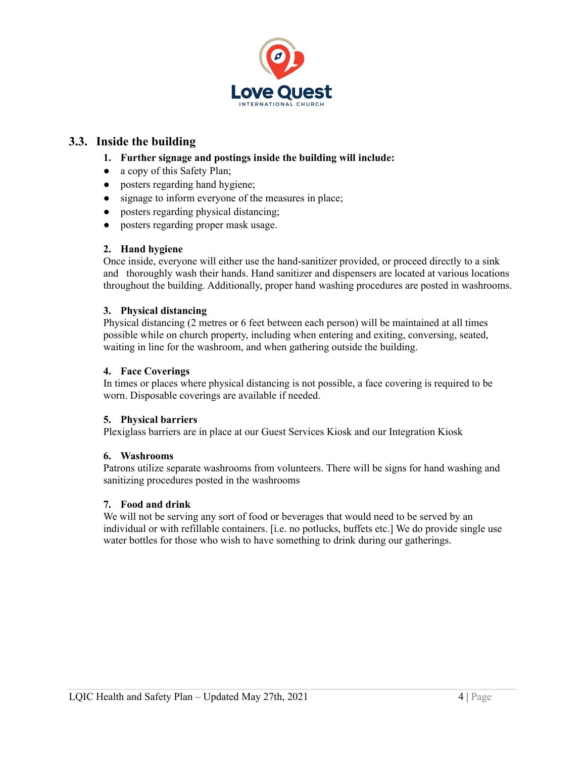## 3.3. Inside the building

**1. Further signage and postings inside the building will include:**

- a copy of this Safety Plan;
- posters regarding hand hygiene;
- signage to inform everyone of the measures in place;
- posters regarding physical distancing;
- posters regarding proper mask usage.

**2. Hand hygiene**

Once inside, everyone will either use the hand-sanitizer provided, or proceed directly to a sink and thoroughly wash their hands. Hand sanitizer and dispensers are located at various locations throughout the building. Additionally, proper hand washing procedures are posted in washrooms.

**3. Physical distancing**

Physical distancing (2 metres or 6 feet between each person) will be maintained at all times possible while on church property, including when entering and exiting, conversing, seated, waiting in line for the washroom, and when gathering outside the building.

**4. Face Coverings**

In times or places where physical distancing is not possible, a face covering is required to be worn. Disposable coverings are available if needed.

**5. Physical barriers**

Plexiglass barriers are in place at our Guest Services Kiosk and our Integration Kiosk

**6. Washrooms**

Patrons utilize separate washrooms from volunteers. There will be signs for hand washing and sanitizing procedures posted in the washrooms

**7. Food and drink**

We will not be serving any sort of food or beverages that would need to be served by an individual or with refillable containers. [i.e. no potlucks, buffets etc.] We do provide single use water bottles for those who wish to have something to drink during our gatherings.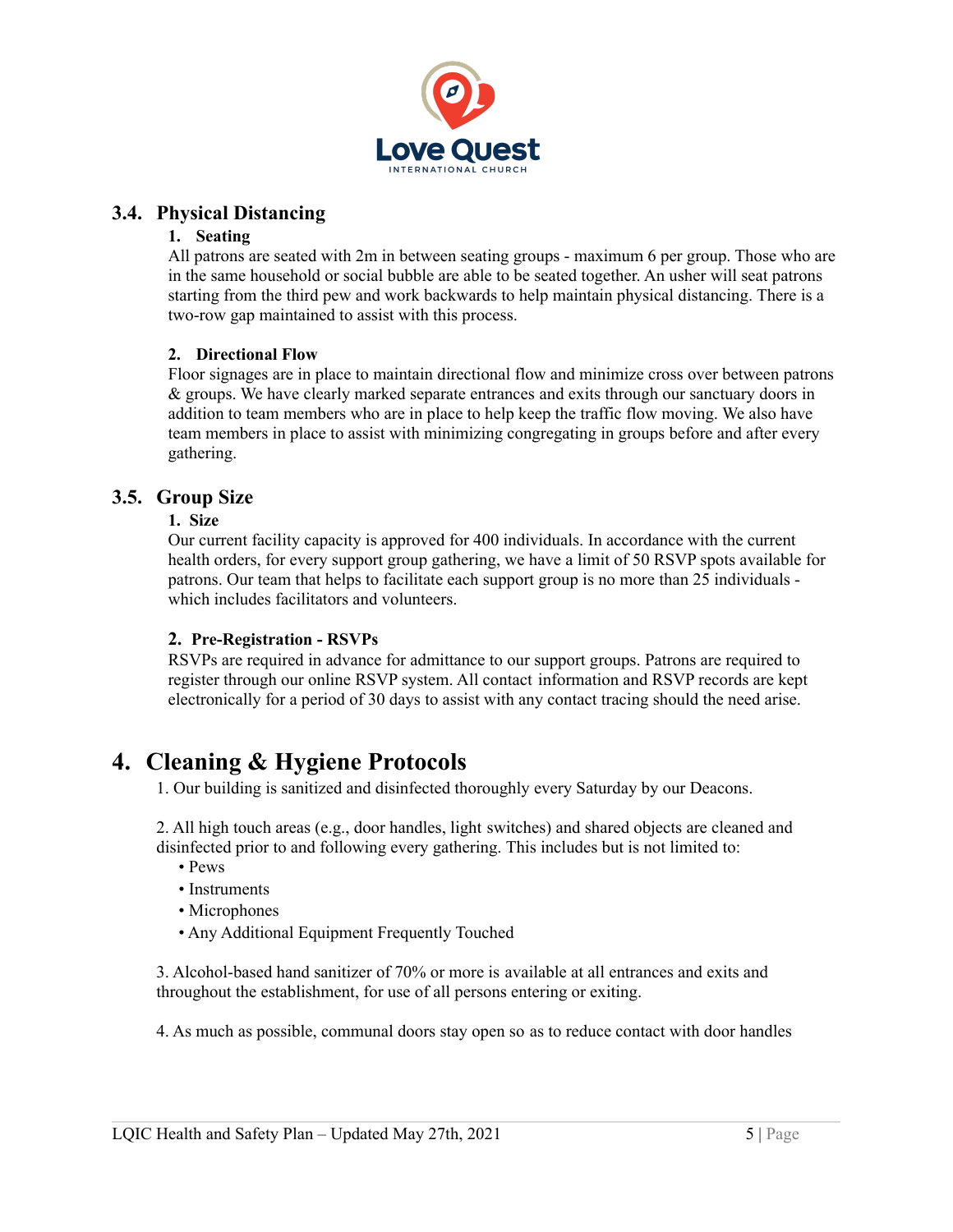### 3.4. Physical Distancing

**1. Seating**

All patrons are seated with 2m in between seating groups - maximum 6 per group. Those who are in the same household or social bubble are able to be seated together. An usher will seat patrons starting from the third pew and work backwards to help maintain physical distancing. There is a two-row gap maintained to assist with this process.

**2. Directional Flow**

Floor signages are in place to maintain directional flow and minimize cross over between patrons & groups. We have clearly marked separate entrances and exits through our sanctuary doors in addition to team members who are in place to help keep the traffic flow moving. We also have team members in place to assist with minimizing congregating in groups before and after every gathering.

### 3.5. Group Size

**1. Size**

Our current facility capacity is approved for 400 individuals. In accordance with the current health orders, for every support group gathering, we have a limit of 50 RSVP spots available for patrons. Our team that helps to facilitate each support group is no more than 25 individuals - which includes facilitators and volunteers.

**2. Pre-Registration - RSVPs**

RSVPs are required in advance for admittance to our support groups. Patrons are required to register through our online RSVP system. All contact information and RSVP records are kept electronically for a period of 30 days to assist with any contact tracing should the need arise.

## 4. Cleaning & Hygiene Protocols

1. Our building is sanitized and disinfected thoroughly every Saturday by our Deacons.

2. All high touch areas (e.g., door handles, light switches) and shared objects are cleaned and disinfected prior to and following every gathering. This includes but is not limited to:

- Pews
- Instruments
- Microphones
- Any Additional Equipment Frequently Touched

3. Alcohol-based hand sanitizer of 70% or more is available at all entrances and exits and throughout the establishment, for use of all persons entering or exiting.

4. As much as possible, communal doors stay open so as to reduce contact with door handles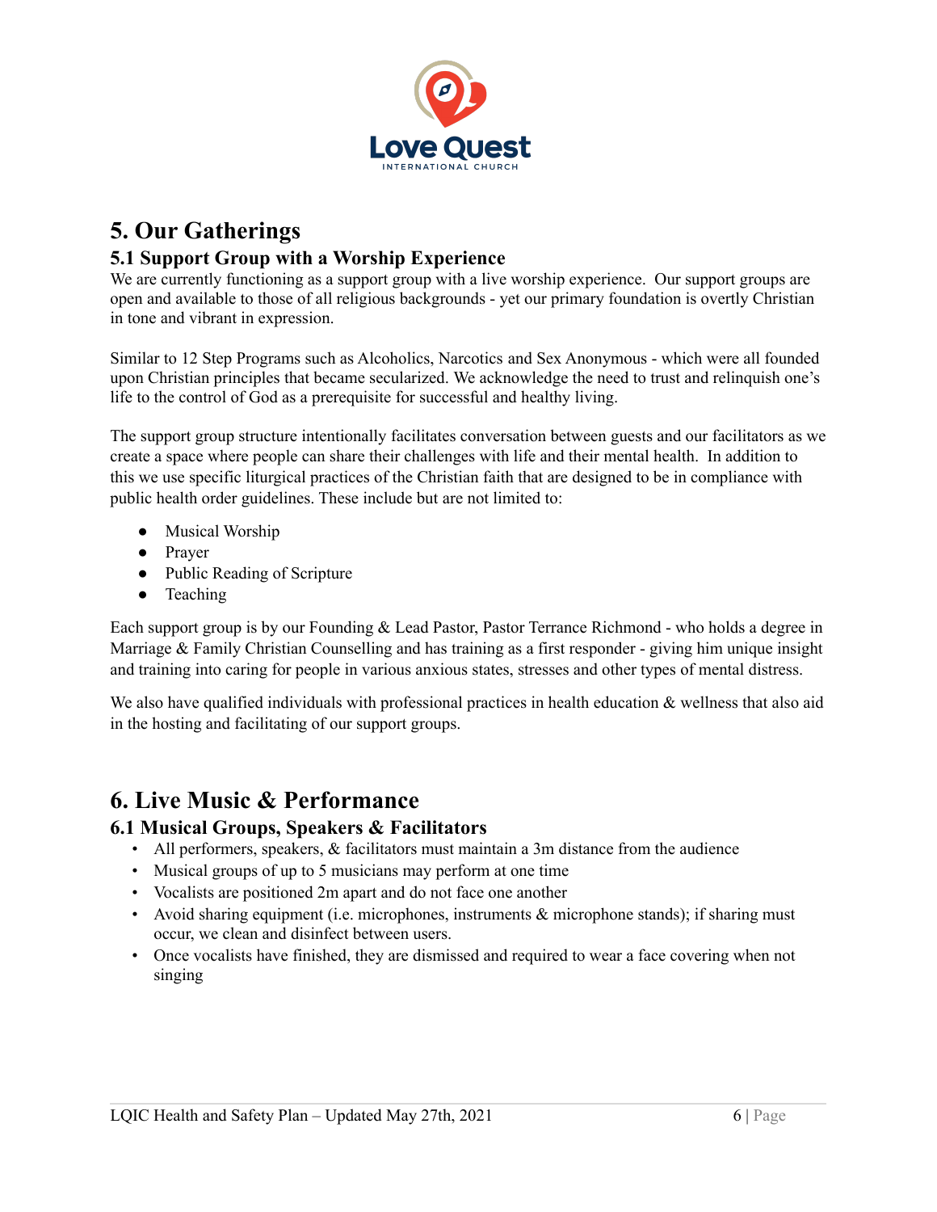# 5. Our Gatherings

## 5.1 Support Group with a Worship Experience

We are currently functioning as a support group with a live worship experience. Our support groups are open and available to those of all religious backgrounds - yet our primary foundation is overtly Christian in tone and vibrant in expression.

Similar to 12 Step Programs such as Alcoholics, Narcotics and Sex Anonymous - which were all founded upon Christian principles that became secularized. We acknowledge the need to trust and relinquish one's life to the control of God as a prerequisite for successful and healthy living.

The support group structure intentionally facilitates conversation between guests and our facilitators as we create a space where people can share their challenges with life and their mental health. In addition to this we use specific liturgical practices of the Christian faith that are designed to be in compliance with public health order guidelines. These include but are not limited to:

- Musical Worship
- Prayer
- Public Reading of Scripture
- Teaching

Each support group is by our Founding & Lead Pastor, Pastor Terrance Richmond - who holds a degree in Marriage & Family Christian Counselling and has training as a first responder - giving him unique insight and training into caring for people in various anxious states, stresses and other types of mental distress.

We also have qualified individuals with professional practices in health education & wellness that also aid in the hosting and facilitating of our support groups.

# 6. Live Music & Performance

## 6.1 Musical Groups, Speakers & Facilitators

- All performers, speakers, & facilitators must maintain a 3m distance from the audience
- Musical groups of up to 5 musicians may perform at one time
- Vocalists are positioned 2m apart and do not face one another
- Avoid sharing equipment (i.e. microphones, instruments & microphone stands); if sharing must occur, we clean and disinfect between users.
- Once vocalists have finished, they are dismissed and required to wear a face covering when not singing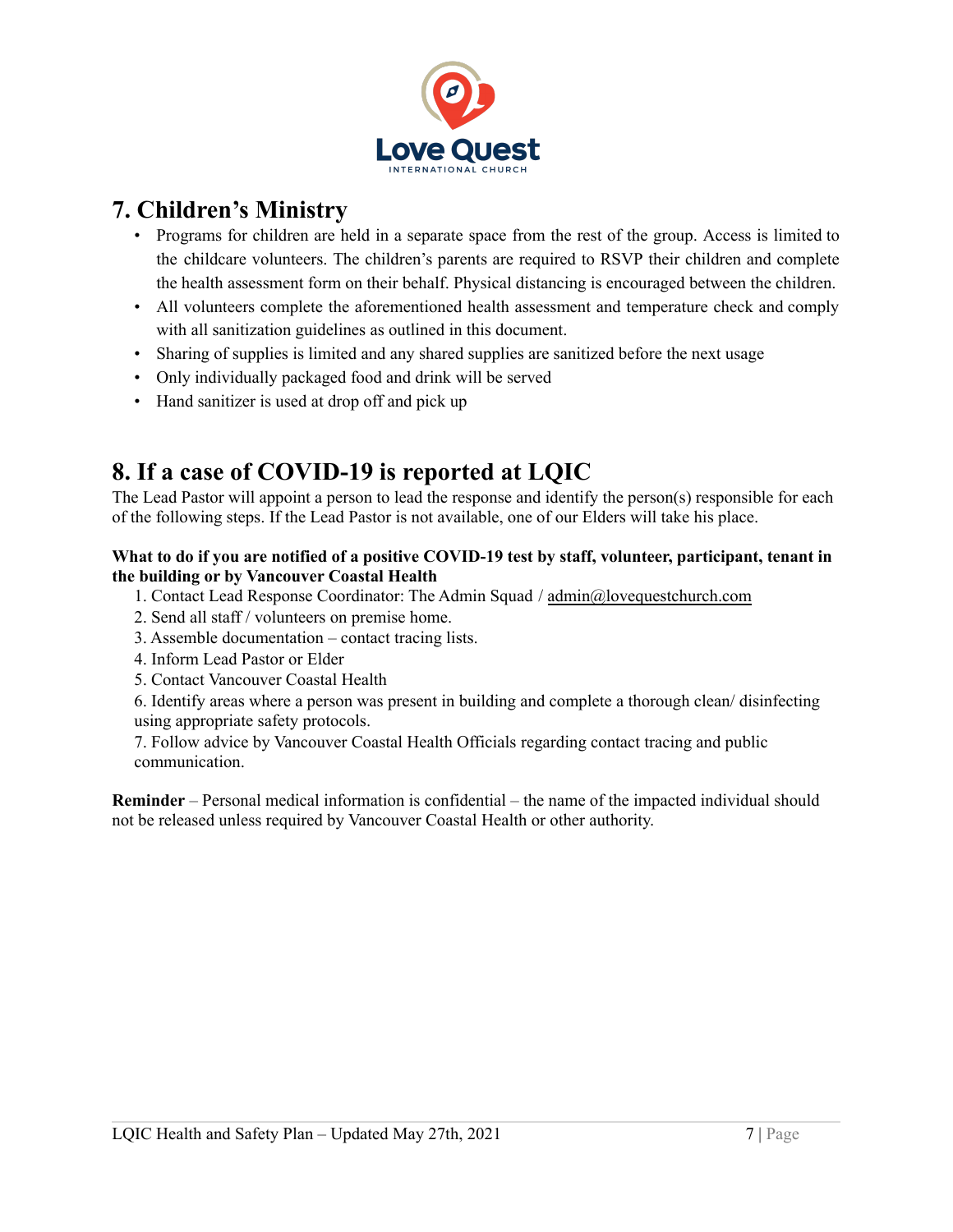## 7. Children's Ministry

- Programs for children are held in a separate space from the rest of the group. Access is limited to the childcare volunteers. The children's parents are required to RSVP their children and complete the health assessment form on their behalf. Physical distancing is encouraged between the children.
- All volunteers complete the aforementioned health assessment and temperature check and comply with all sanitization guidelines as outlined in this document.
- Sharing of supplies is limited and any shared supplies are sanitized before the next usage
- Only individually packaged food and drink will be served
- Hand sanitizer is used at drop off and pick up

## 8. If a case of COVID-19 is reported at LQIC

The Lead Pastor will appoint a person to lead the response and identify the person(s) responsible for each of the following steps. If the Lead Pastor is not available, one of our Elders will take his place.

**What to do if you are notified of a positive COVID-19 test by staff, volunteer, participant, tenant in the building or by Vancouver Coastal Health**

1. Contact Lead Response Coordinator: The Admin Squad / admin@lovequestchurch.com
2. Send all staff / volunteers on premise home.
3. Assemble documentation – contact tracing lists.
4. Inform Lead Pastor or Elder
5. Contact Vancouver Coastal Health
6. Identify areas where a person was present in building and complete a thorough clean/ disinfecting using appropriate safety protocols.
7. Follow advice by Vancouver Coastal Health Officials regarding contact tracing and public communication.

**Reminder** – Personal medical information is confidential – the name of the impacted individual should not be released unless required by Vancouver Coastal Health or other authority.